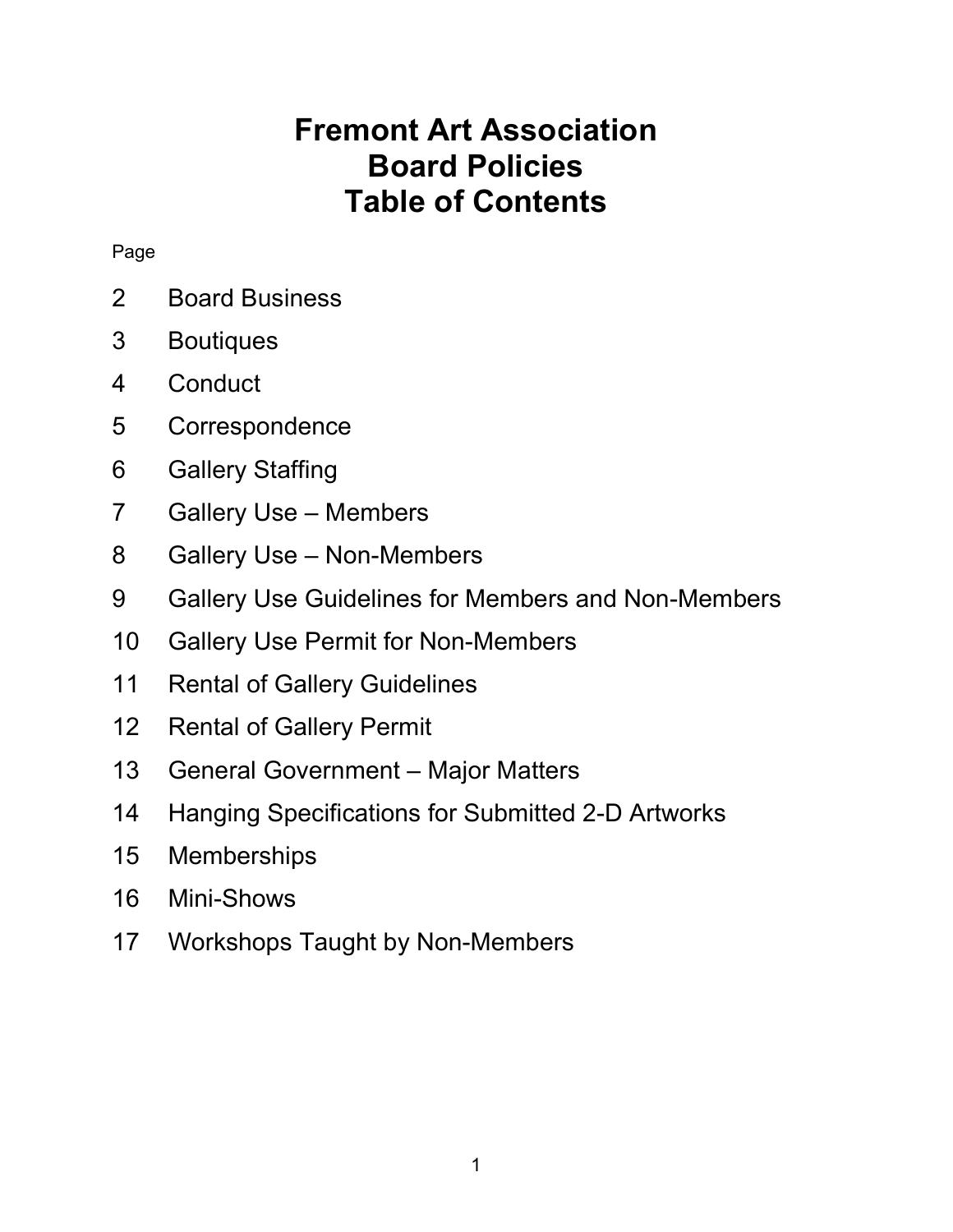# Fremont Art Association
# Board Policies
# Table of Contents

| Page | |
|---|---|
| 2 | Board Business |
| 3 | Boutiques |
| 4 | Conduct |
| 5 | Correspondence |
| 6 | Gallery Staffing |
| 7 | Gallery Use – Members |
| 8 | Gallery Use – Non-Members |
| 9 | Gallery Use Guidelines for Members and Non-Members |
| 10 | Gallery Use Permit for Non-Members |
| 11 | Rental of Gallery Guidelines |
| 12 | Rental of Gallery Permit |
| 13 | General Government – Major Matters |
| 14 | Hanging Specifications for Submitted 2-D Artworks |
| 15 | Memberships |
| 16 | Mini-Shows |
| 17 | Workshops Taught by Non-Members |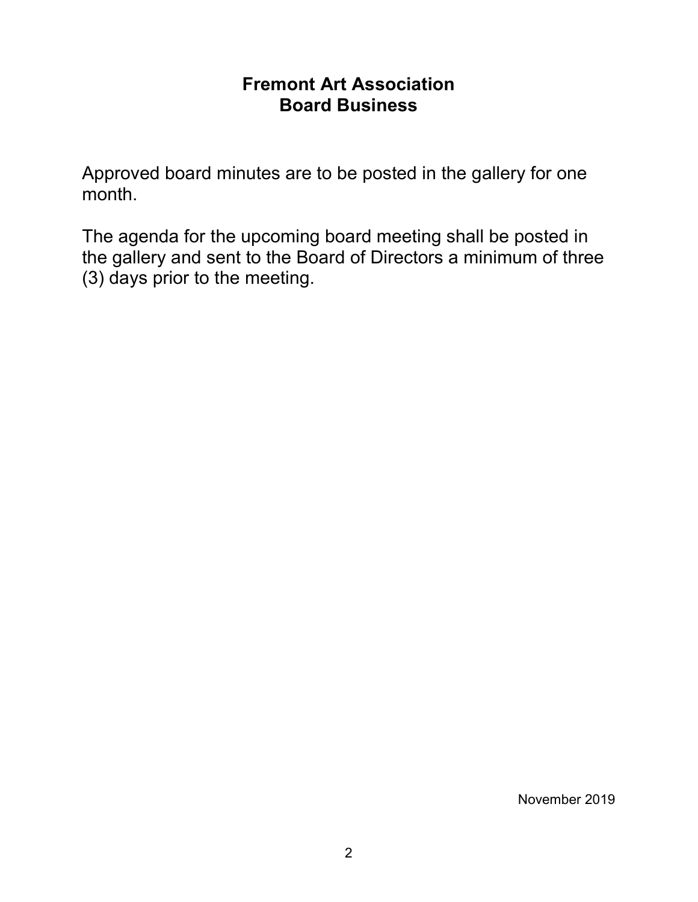## Fremont Art Association
## Board Business

Approved board minutes are to be posted in the gallery for one month.

The agenda for the upcoming board meeting shall be posted in the gallery and sent to the Board of Directors a minimum of three (3) days prior to the meeting.

November 2019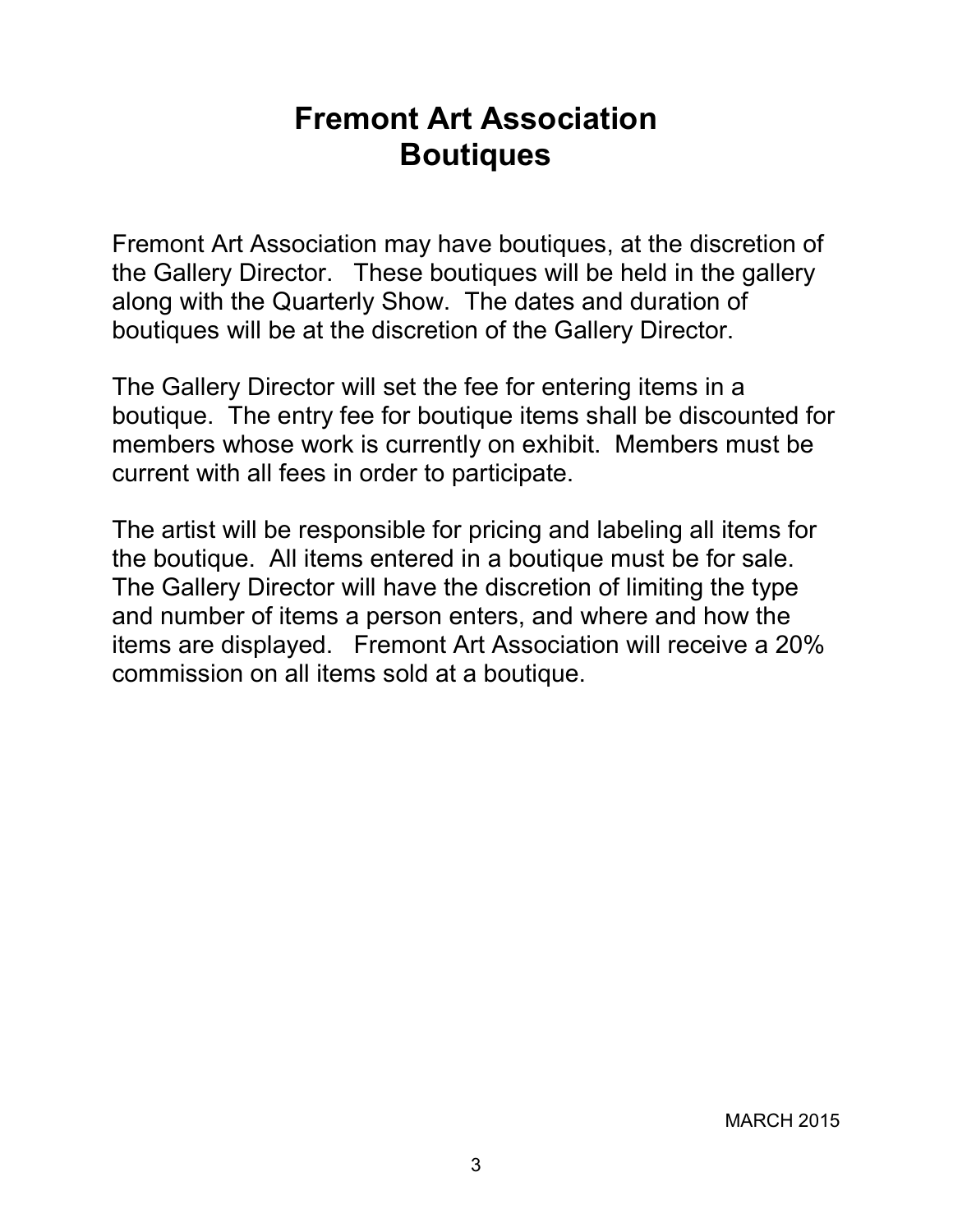# Fremont Art Association
# Boutiques

Fremont Art Association may have boutiques, at the discretion of the Gallery Director. These boutiques will be held in the gallery along with the Quarterly Show. The dates and duration of boutiques will be at the discretion of the Gallery Director.

The Gallery Director will set the fee for entering items in a boutique. The entry fee for boutique items shall be discounted for members whose work is currently on exhibit. Members must be current with all fees in order to participate.

The artist will be responsible for pricing and labeling all items for the boutique. All items entered in a boutique must be for sale. The Gallery Director will have the discretion of limiting the type and number of items a person enters, and where and how the items are displayed. Fremont Art Association will receive a 20% commission on all items sold at a boutique.

MARCH 2015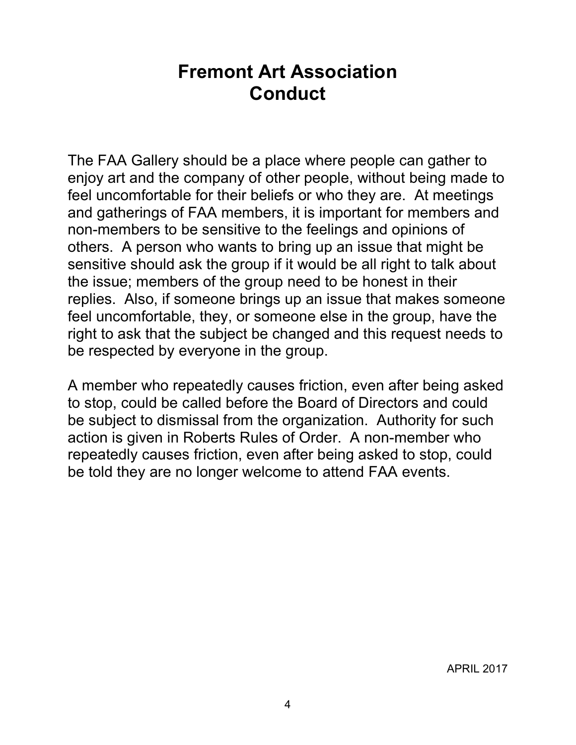# Fremont Art Association
# Conduct

The FAA Gallery should be a place where people can gather to enjoy art and the company of other people, without being made to feel uncomfortable for their beliefs or who they are. At meetings and gatherings of FAA members, it is important for members and non-members to be sensitive to the feelings and opinions of others. A person who wants to bring up an issue that might be sensitive should ask the group if it would be all right to talk about the issue; members of the group need to be honest in their replies. Also, if someone brings up an issue that makes someone feel uncomfortable, they, or someone else in the group, have the right to ask that the subject be changed and this request needs to be respected by everyone in the group.

A member who repeatedly causes friction, even after being asked to stop, could be called before the Board of Directors and could be subject to dismissal from the organization. Authority for such action is given in Roberts Rules of Order. A non-member who repeatedly causes friction, even after being asked to stop, could be told they are no longer welcome to attend FAA events.

APRIL 2017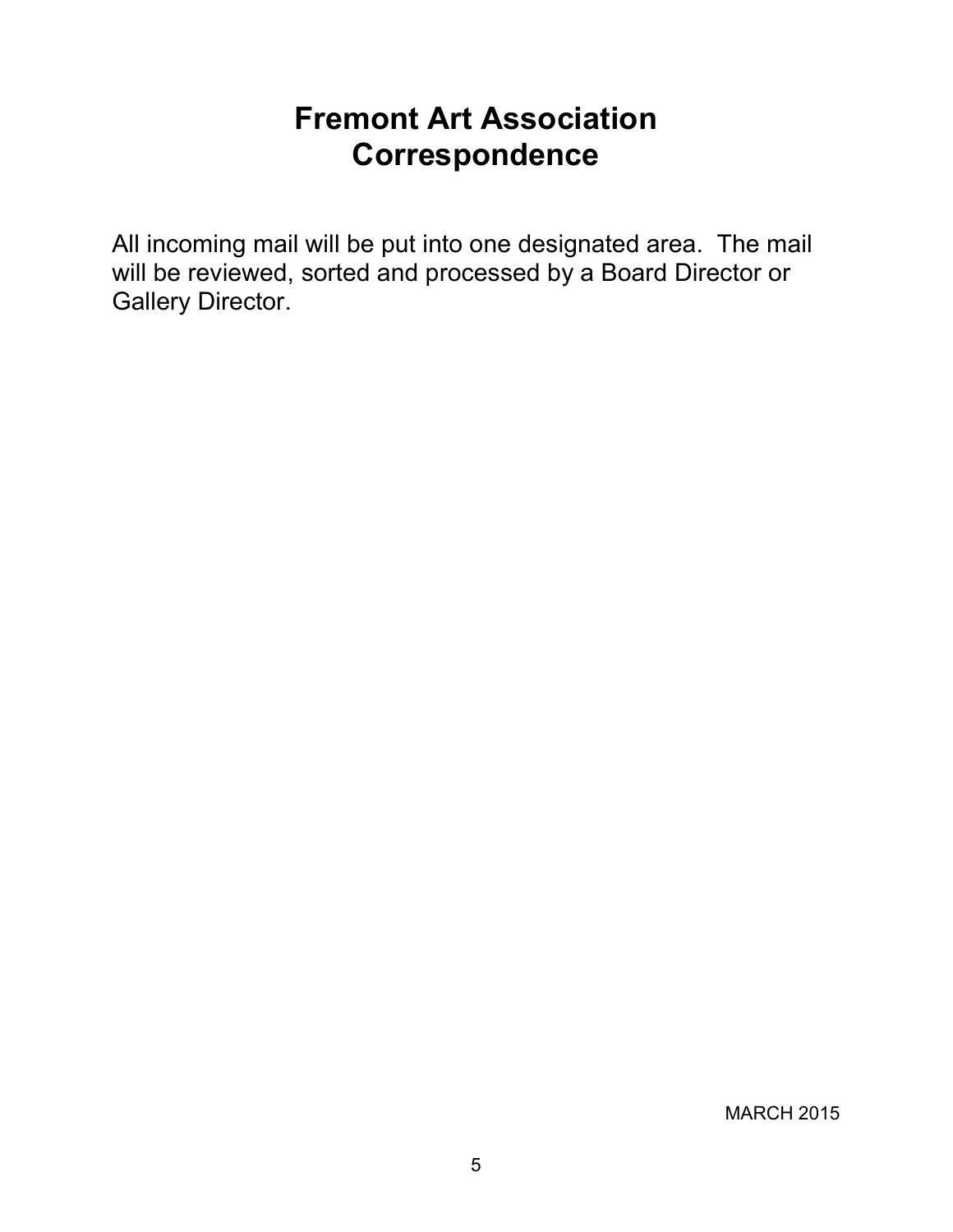# Fremont Art Association
# Correspondence

All incoming mail will be put into one designated area. The mail will be reviewed, sorted and processed by a Board Director or Gallery Director.

MARCH 2015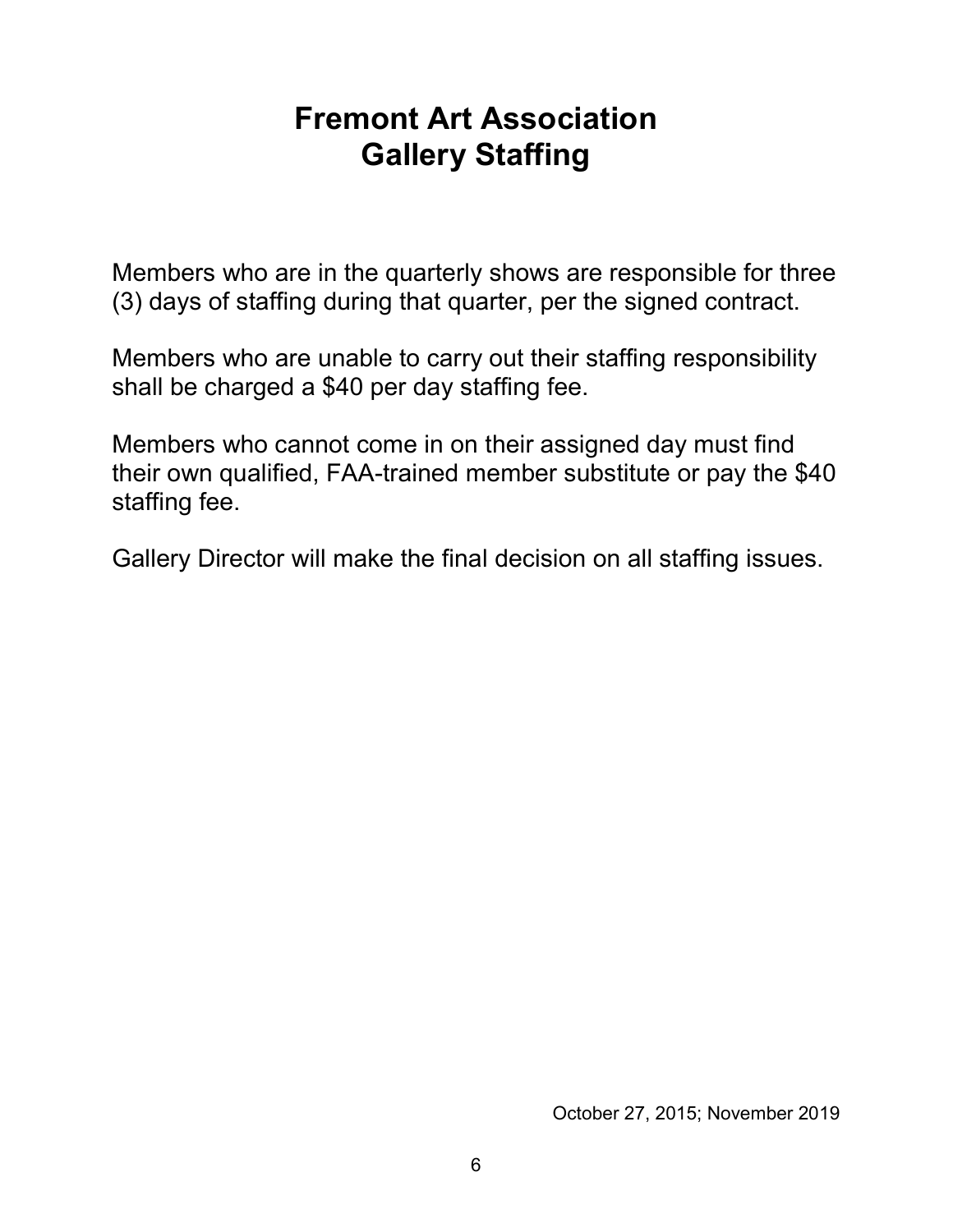# Fremont Art Association
# Gallery Staffing

Members who are in the quarterly shows are responsible for three (3) days of staffing during that quarter, per the signed contract.

Members who are unable to carry out their staffing responsibility shall be charged a $40 per day staffing fee.

Members who cannot come in on their assigned day must find their own qualified, FAA-trained member substitute or pay the $40 staffing fee.

Gallery Director will make the final decision on all staffing issues.

October 27, 2015; November 2019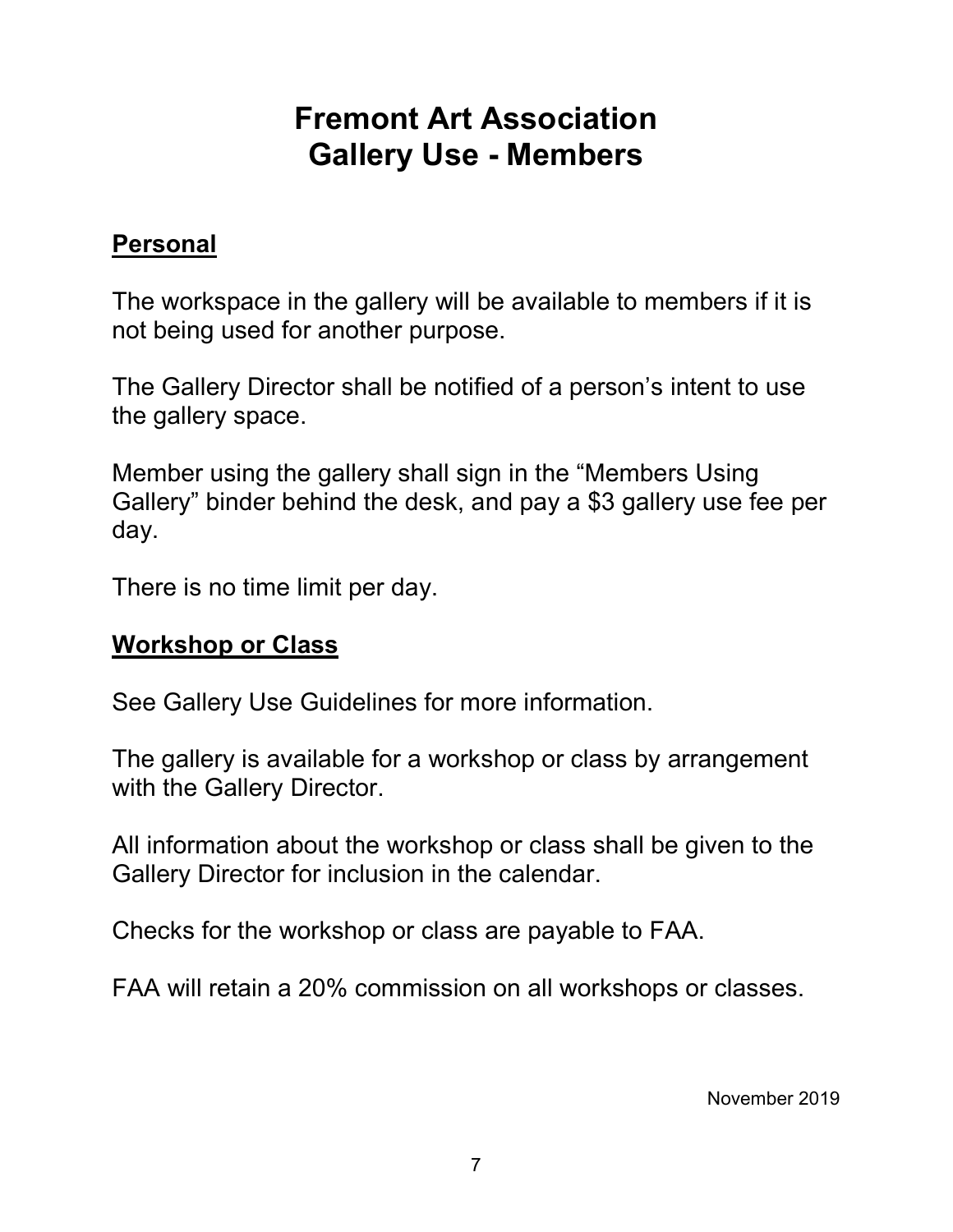# Fremont Art Association
# Gallery Use - Members

## Personal

The workspace in the gallery will be available to members if it is not being used for another purpose.

The Gallery Director shall be notified of a person's intent to use the gallery space.

Member using the gallery shall sign in the "Members Using Gallery" binder behind the desk, and pay a $3 gallery use fee per day.

There is no time limit per day.

## Workshop or Class

See Gallery Use Guidelines for more information.

The gallery is available for a workshop or class by arrangement with the Gallery Director.

All information about the workshop or class shall be given to the Gallery Director for inclusion in the calendar.

Checks for the workshop or class are payable to FAA.

FAA will retain a 20% commission on all workshops or classes.

November 2019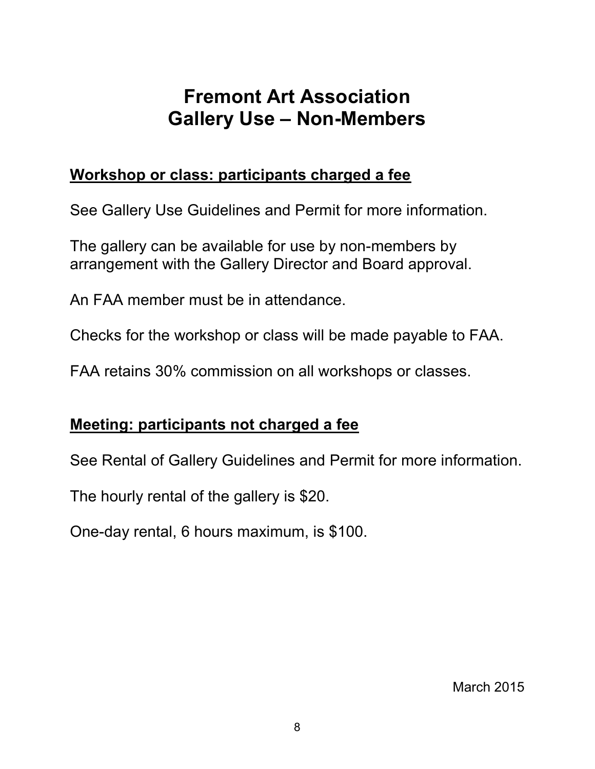# Fremont Art Association
# Gallery Use – Non-Members

## Workshop or class: participants charged a fee

See Gallery Use Guidelines and Permit for more information.

The gallery can be available for use by non-members by arrangement with the Gallery Director and Board approval.

An FAA member must be in attendance.

Checks for the workshop or class will be made payable to FAA.

FAA retains 30% commission on all workshops or classes.

## Meeting: participants not charged a fee

See Rental of Gallery Guidelines and Permit for more information.

The hourly rental of the gallery is $20.

One-day rental, 6 hours maximum, is $100.

March 2015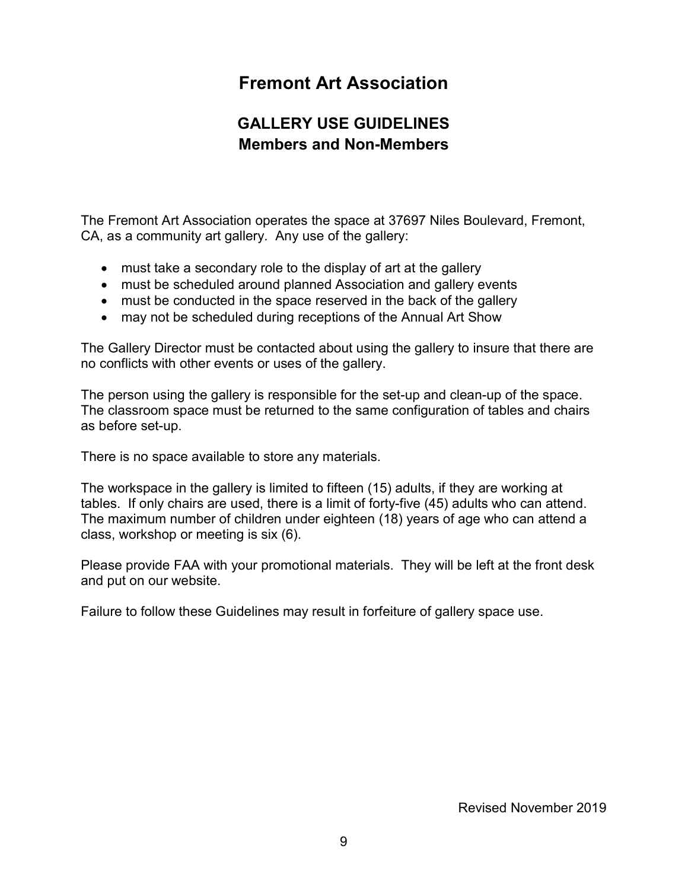# Fremont Art Association

## GALLERY USE GUIDELINES
## Members and Non-Members

The Fremont Art Association operates the space at 37697 Niles Boulevard, Fremont, CA, as a community art gallery. Any use of the gallery:

- must take a secondary role to the display of art at the gallery
- must be scheduled around planned Association and gallery events
- must be conducted in the space reserved in the back of the gallery
- may not be scheduled during receptions of the Annual Art Show

The Gallery Director must be contacted about using the gallery to insure that there are no conflicts with other events or uses of the gallery.

The person using the gallery is responsible for the set-up and clean-up of the space. The classroom space must be returned to the same configuration of tables and chairs as before set-up.

There is no space available to store any materials.

The workspace in the gallery is limited to fifteen (15) adults, if they are working at tables. If only chairs are used, there is a limit of forty-five (45) adults who can attend. The maximum number of children under eighteen (18) years of age who can attend a class, workshop or meeting is six (6).

Please provide FAA with your promotional materials. They will be left at the front desk and put on our website.

Failure to follow these Guidelines may result in forfeiture of gallery space use.

Revised November 2019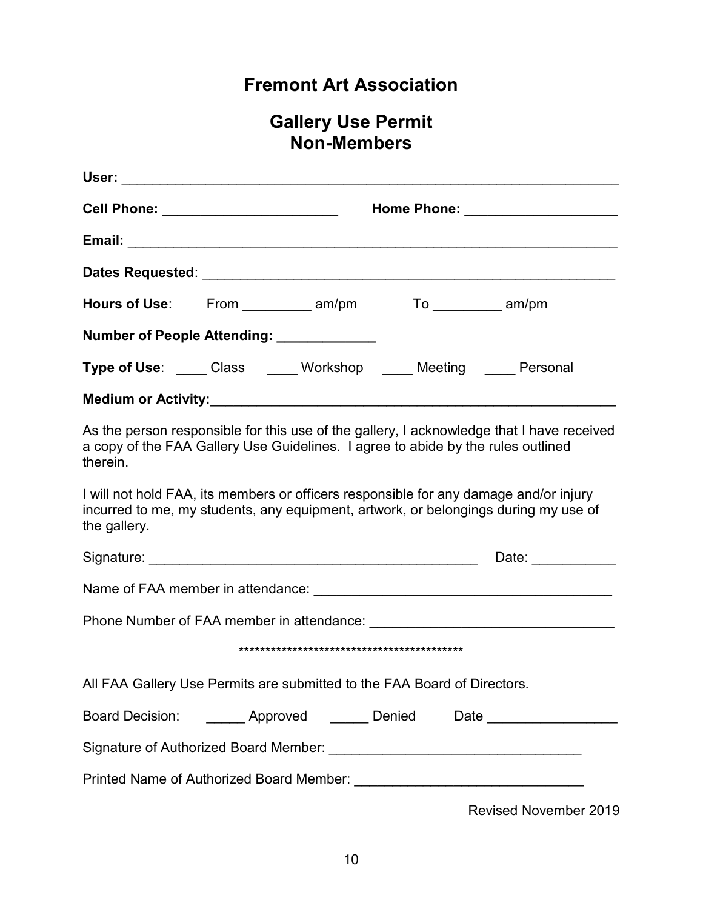# Fremont Art Association

## Gallery Use Permit
## Non-Members

**User:** ________________________________________________________________

**Cell Phone:** ______________________ **Home Phone:** ___________________

**Email:** ________________________________________________________________

**Dates Requested**: _______________________________________________________

**Hours of Use**: From _________ am/pm To _________ am/pm

**Number of People Attending:** ____________

**Type of Use**: ____ Class ____ Workshop ____ Meeting ____ Personal

**Medium or Activity:**_____________________________________________________

As the person responsible for this use of the gallery, I acknowledge that I have received a copy of the FAA Gallery Use Guidelines. I agree to abide by the rules outlined therein.

I will not hold FAA, its members or officers responsible for any damage and/or injury incurred to me, my students, any equipment, artwork, or belongings during my use of the gallery.

Signature: __________________________________________ Date: ___________

Name of FAA member in attendance: _____________________________________

Phone Number of FAA member in attendance: ______________________________

*******************************************

All FAA Gallery Use Permits are submitted to the FAA Board of Directors.

Board Decision: _____ Approved _____ Denied Date _________________

Signature of Authorized Board Member: ________________________________

Printed Name of Authorized Board Member: ______________________________

Revised November 2019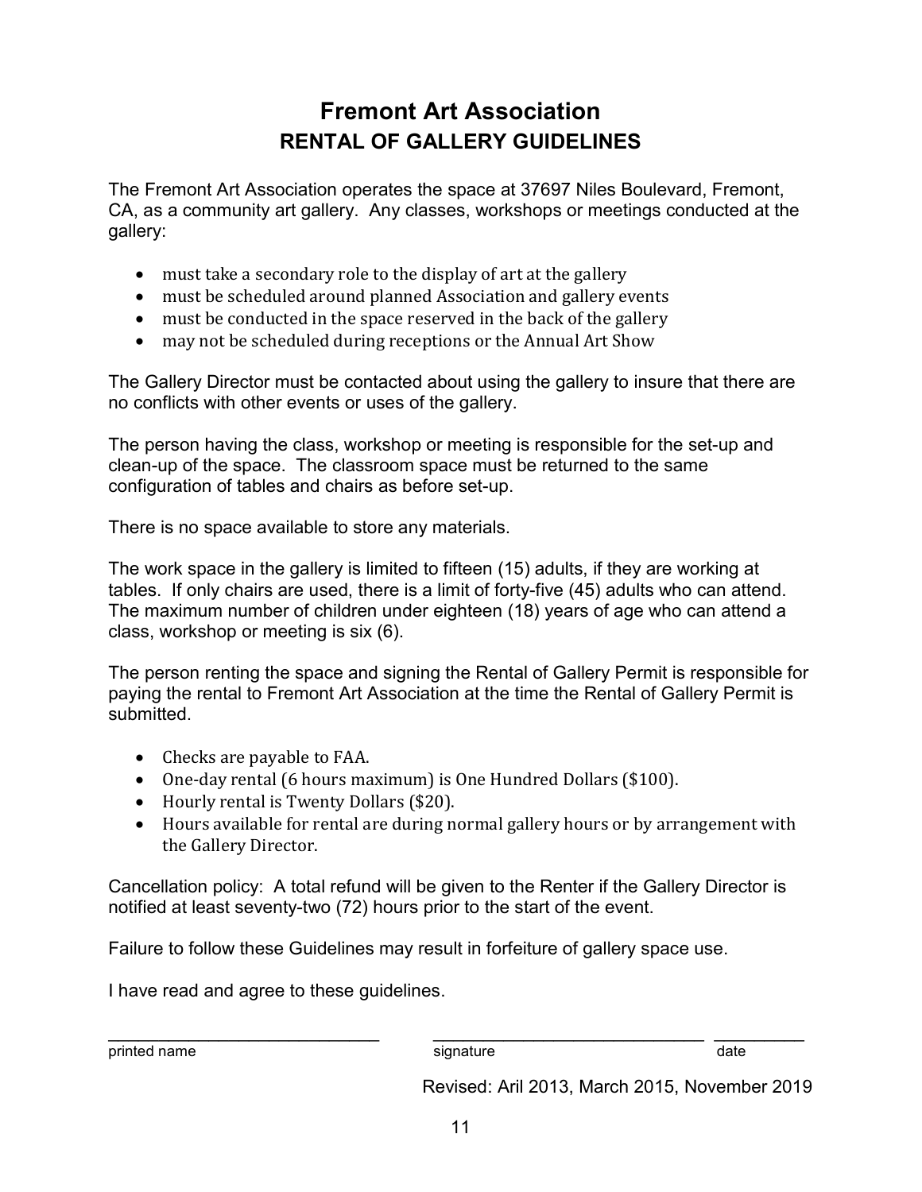# Fremont Art Association

## RENTAL OF GALLERY GUIDELINES

The Fremont Art Association operates the space at 37697 Niles Boulevard, Fremont, CA, as a community art gallery. Any classes, workshops or meetings conducted at the gallery:

- must take a secondary role to the display of art at the gallery
- must be scheduled around planned Association and gallery events
- must be conducted in the space reserved in the back of the gallery
- may not be scheduled during receptions or the Annual Art Show

The Gallery Director must be contacted about using the gallery to insure that there are no conflicts with other events or uses of the gallery.

The person having the class, workshop or meeting is responsible for the set-up and clean-up of the space. The classroom space must be returned to the same configuration of tables and chairs as before set-up.

There is no space available to store any materials.

The work space in the gallery is limited to fifteen (15) adults, if they are working at tables. If only chairs are used, there is a limit of forty-five (45) adults who can attend. The maximum number of children under eighteen (18) years of age who can attend a class, workshop or meeting is six (6).

The person renting the space and signing the Rental of Gallery Permit is responsible for paying the rental to Fremont Art Association at the time the Rental of Gallery Permit is submitted.

- Checks are payable to FAA.
- One-day rental (6 hours maximum) is One Hundred Dollars ($100).
- Hourly rental is Twenty Dollars ($20).
- Hours available for rental are during normal gallery hours or by arrangement with the Gallery Director.

Cancellation policy: A total refund will be given to the Renter if the Gallery Director is notified at least seventy-two (72) hours prior to the start of the event.

Failure to follow these Guidelines may result in forfeiture of gallery space use.

I have read and agree to these guidelines.

| _____________________________ | _____________________________ | __________ |
|---|---|---|
| printed name | signature | date |

Revised: Aril 2013, March 2015, November 2019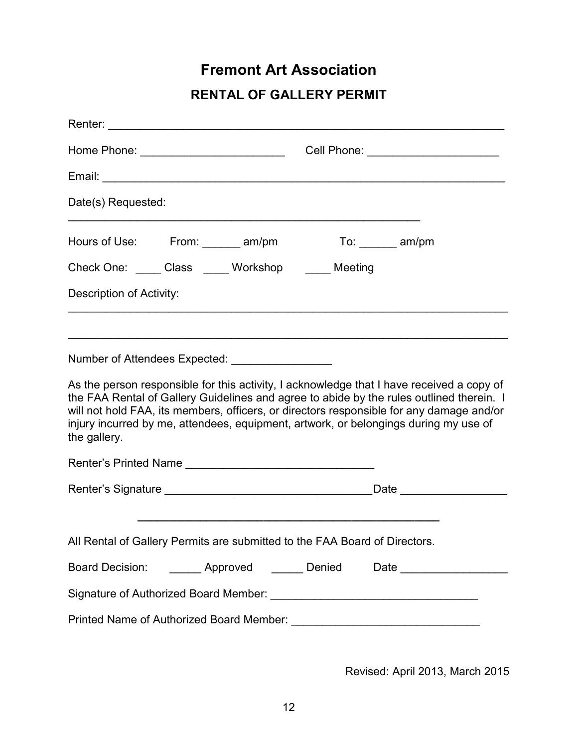# Fremont Art Association

## RENTAL OF GALLERY PERMIT

Renter: _______________________________________________________________

Home Phone: ______________________ Cell Phone: ____________________

Email: ________________________________________________________________

Date(s) Requested:

________________________________________________________

Hours of Use: From: ______ am/pm To: ______ am/pm

Check One: ____ Class ____ Workshop ____ Meeting

Description of Activity:

______________________________________________________________________

______________________________________________________________________

Number of Attendees Expected: _______________

As the person responsible for this activity, I acknowledge that I have received a copy of the FAA Rental of Gallery Guidelines and agree to abide by the rules outlined therein. I will not hold FAA, its members, officers, or directors responsible for any damage and/or injury incurred by me, attendees, equipment, artwork, or belongings during my use of the gallery.

Renter's Printed Name _____________________________

Renter's Signature ________________________________Date ________________

---

All Rental of Gallery Permits are submitted to the FAA Board of Directors.

Board Decision: _____ Approved _____ Denied Date ________________

Signature of Authorized Board Member: ________________________________

Printed Name of Authorized Board Member: _____________________________

Revised: April 2013, March 2015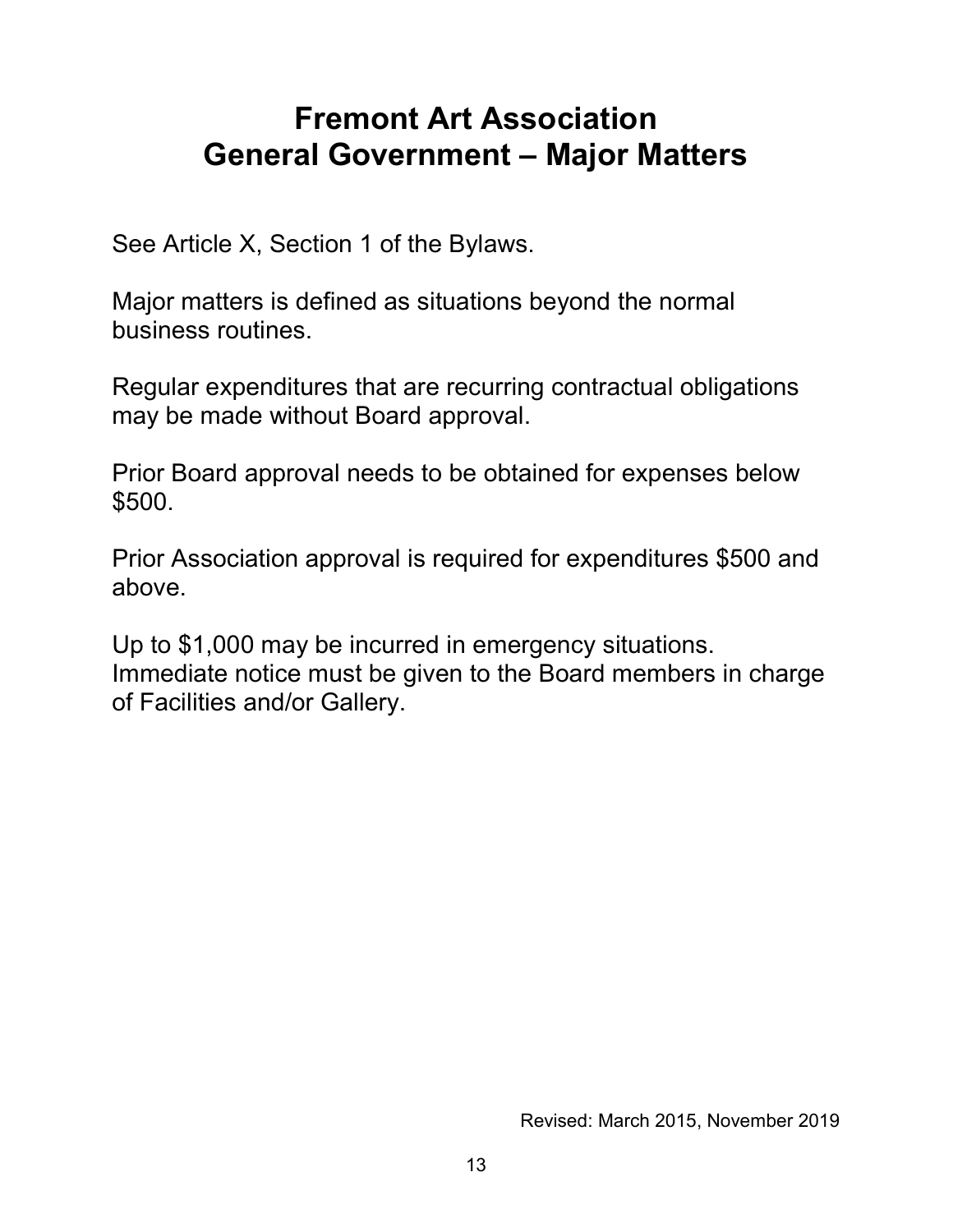# Fremont Art Association
# General Government – Major Matters

See Article X, Section 1 of the Bylaws.

Major matters is defined as situations beyond the normal business routines.

Regular expenditures that are recurring contractual obligations may be made without Board approval.

Prior Board approval needs to be obtained for expenses below $500.

Prior Association approval is required for expenditures $500 and above.

Up to $1,000 may be incurred in emergency situations. Immediate notice must be given to the Board members in charge of Facilities and/or Gallery.

Revised: March 2015, November 2019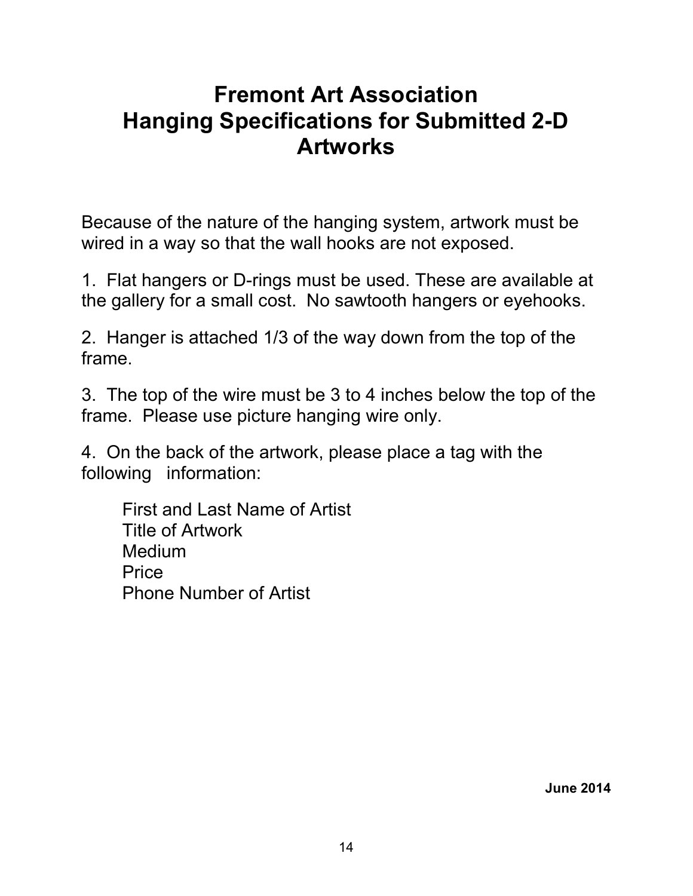# Fremont Art Association
# Hanging Specifications for Submitted 2-D Artworks

Because of the nature of the hanging system, artwork must be wired in a way so that the wall hooks are not exposed.

1. Flat hangers or D-rings must be used. These are available at the gallery for a small cost. No sawtooth hangers or eyehooks.

2. Hanger is attached 1/3 of the way down from the top of the frame.

3. The top of the wire must be 3 to 4 inches below the top of the frame. Please use picture hanging wire only.

4. On the back of the artwork, please place a tag with the following information:

   First and Last Name of Artist
   Title of Artwork
   Medium
   Price
   Phone Number of Artist

**June 2014**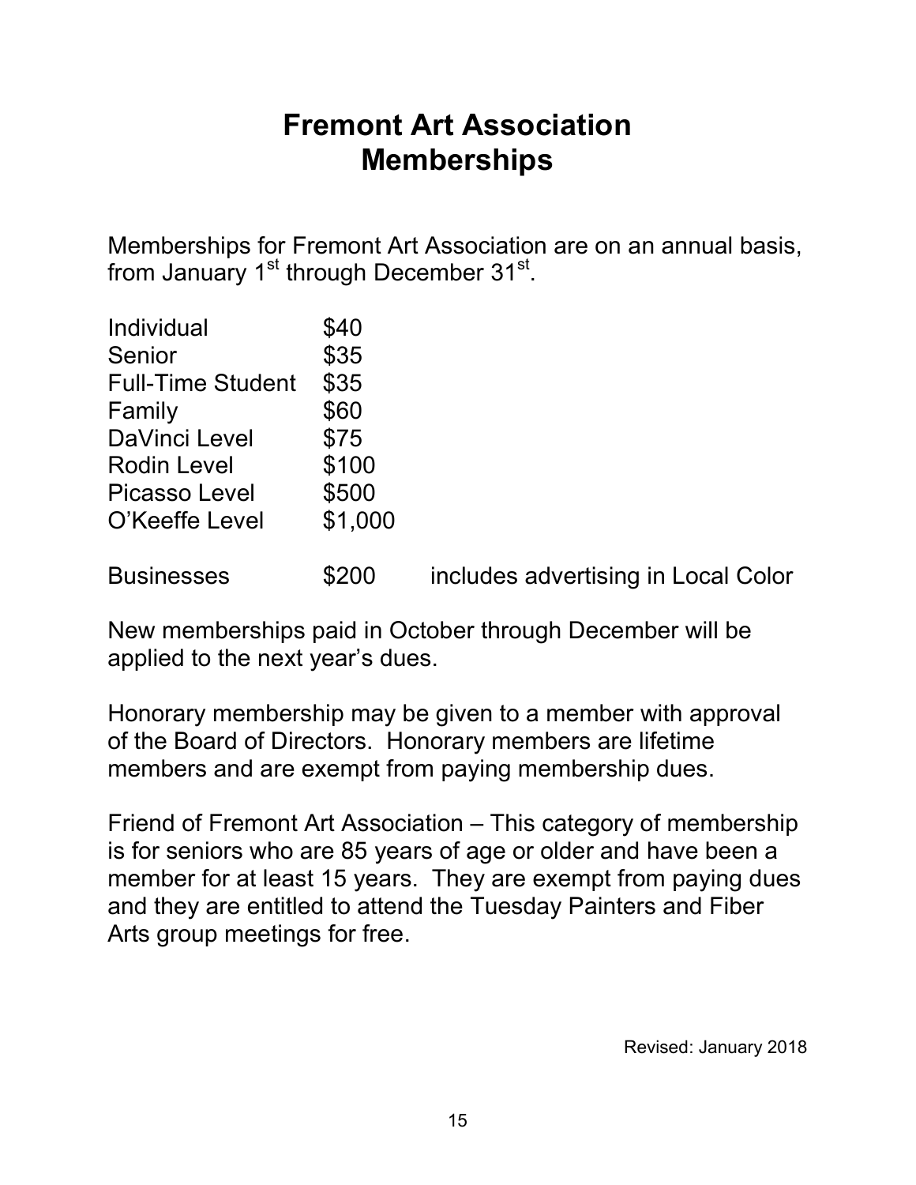# Fremont Art Association Memberships

Memberships for Fremont Art Association are on an annual basis, from January 1st through December 31st.

| | | |
|---|---|---|
| Individual | $40 | |
| Senior | $35 | |
| Full-Time Student | $35 | |
| Family | $60 | |
| DaVinci Level | $75 | |
| Rodin Level | $100 | |
| Picasso Level | $500 | |
| O'Keeffe Level | $1,000 | |
| Businesses | $200 | includes advertising in Local Color |

New memberships paid in October through December will be applied to the next year's dues.

Honorary membership may be given to a member with approval of the Board of Directors. Honorary members are lifetime members and are exempt from paying membership dues.

Friend of Fremont Art Association – This category of membership is for seniors who are 85 years of age or older and have been a member for at least 15 years. They are exempt from paying dues and they are entitled to attend the Tuesday Painters and Fiber Arts group meetings for free.

Revised: January 2018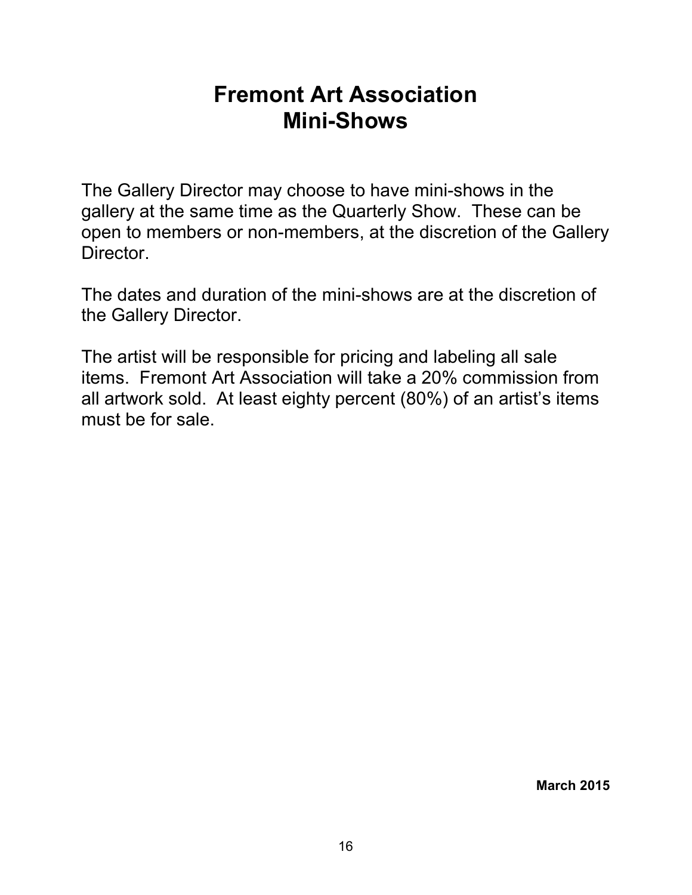# Fremont Art Association
# Mini-Shows

The Gallery Director may choose to have mini-shows in the gallery at the same time as the Quarterly Show. These can be open to members or non-members, at the discretion of the Gallery Director.

The dates and duration of the mini-shows are at the discretion of the Gallery Director.

The artist will be responsible for pricing and labeling all sale items. Fremont Art Association will take a 20% commission from all artwork sold. At least eighty percent (80%) of an artist's items must be for sale.

**March 2015**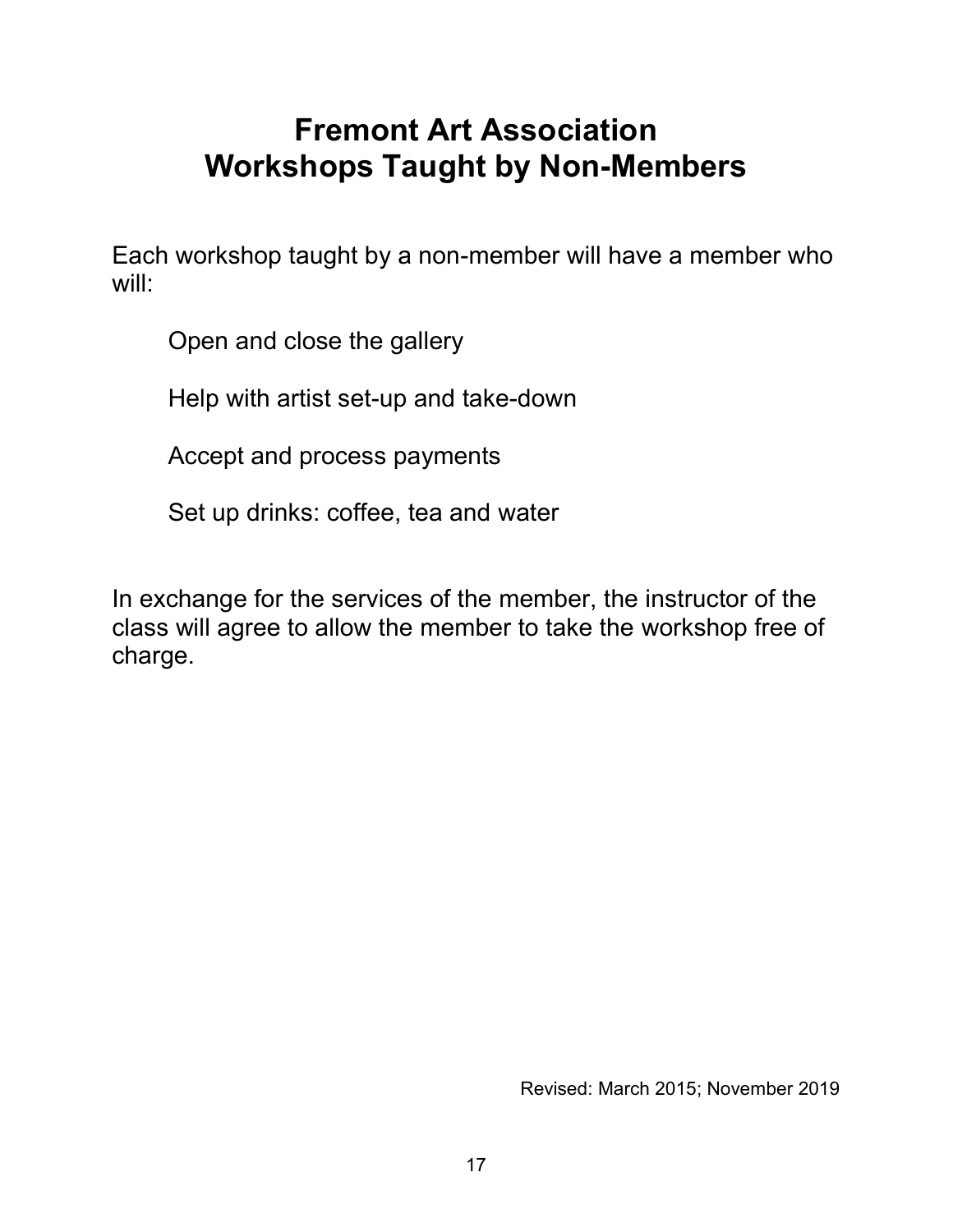# Fremont Art Association
# Workshops Taught by Non-Members

Each workshop taught by a non-member will have a member who will:

- Open and close the gallery
- Help with artist set-up and take-down
- Accept and process payments
- Set up drinks: coffee, tea and water

In exchange for the services of the member, the instructor of the class will agree to allow the member to take the workshop free of charge.

Revised: March 2015; November 2019